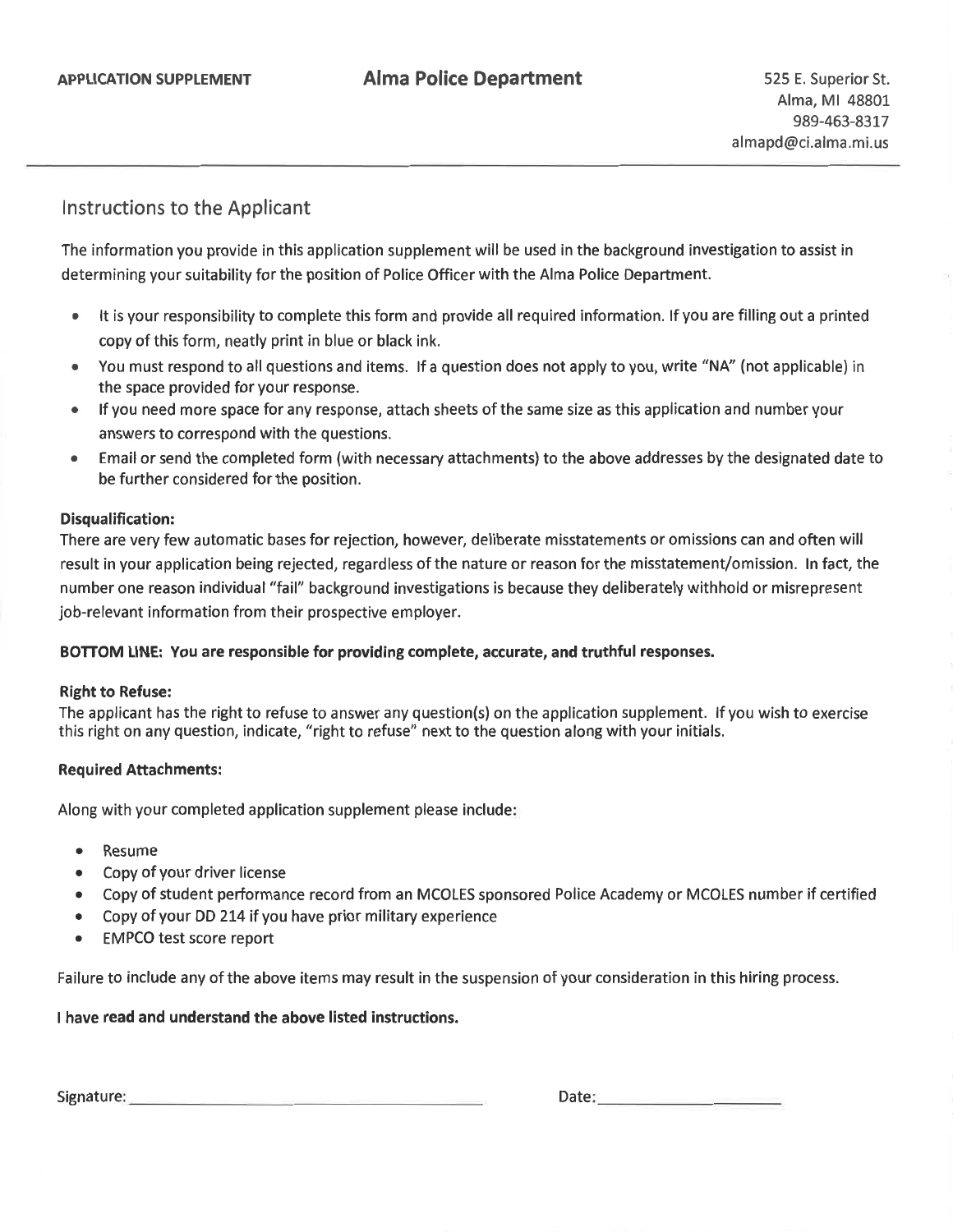**APPLICATION SUPPLEMENT**

# Alma Police Department

525 E. Superior St.
Alma, MI 48801
989-463-8317
almapd@ci.alma.mi.us

## Instructions to the Applicant

The information you provide in this application supplement will be used in the background investigation to assist in determining your suitability for the position of Police Officer with the Alma Police Department.

- It is your responsibility to complete this form and provide all required information. If you are filling out a printed copy of this form, neatly print in blue or black ink.
- You must respond to all questions and items. If a question does not apply to you, write "NA" (not applicable) in the space provided for your response.
- If you need more space for any response, attach sheets of the same size as this application and number your answers to correspond with the questions.
- Email or send the completed form (with necessary attachments) to the above addresses by the designated date to be further considered for the position.

**Disqualification:**
There are very few automatic bases for rejection, however, deliberate misstatements or omissions can and often will result in your application being rejected, regardless of the nature or reason for the misstatement/omission. **In fact, the number one reason individual "fail" background investigations is because they deliberately withhold or misrepresent job-relevant information from their prospective employer.**

**BOTTOM LINE: You are responsible for providing complete, accurate, and truthful responses.**

**Right to Refuse:**
The applicant has the right to refuse to answer any question(s) on the application supplement. If you wish to exercise this right on any question, indicate, "right to refuse" next to the question along with your initials.

**Required Attachments:**

Along with your completed application supplement please include:

- Resume
- Copy of your driver license
- Copy of student performance record from an MCOLES sponsored Police Academy or MCOLES number if certified
- Copy of your DD 214 if you have prior military experience
- EMPCO test score report

Failure to include any of the above items may result in the suspension of your consideration in this hiring process.

**I have read and understand the above listed instructions.**

Signature: ______________________________ Date: ____________________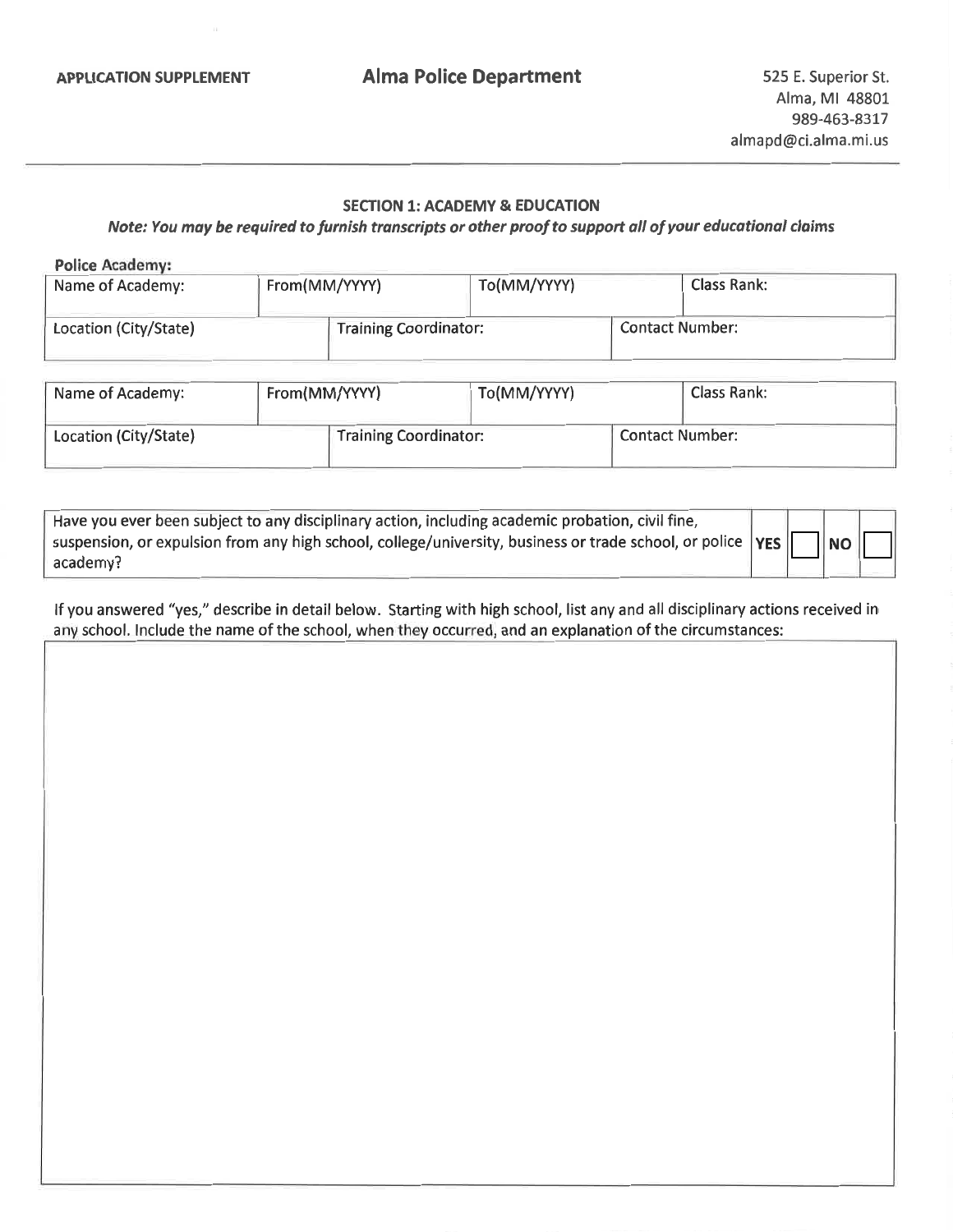**APPLICATION SUPPLEMENT**

# Alma Police Department

525 E. Superior St.
Alma, MI 48801
989-463-8317
almapd@ci.alma.mi.us

## SECTION 1: ACADEMY & EDUCATION

***Note: You may be required to furnish transcripts or other proof to support all of your educational claims***

**Police Academy:**

| | | | |
|---|---|---|---|
| Name of Academy: | From(MM/YYYY) | To(MM/YYYY) | Class Rank: |
| Location (City/State) | Training Coordinator: | Contact Number: | |

| | | | |
|---|---|---|---|
| Name of Academy: | From(MM/YYYY) | To(MM/YYYY) | Class Rank: |
| Location (City/State) | Training Coordinator: | Contact Number: | |

| | | | | |
|---|---|---|---|---|
| Have you ever been subject to any disciplinary action, including academic probation, civil fine, suspension, or expulsion from any high school, college/university, business or trade school, or police academy? | **YES** | ☐ | **NO** | ☐ |

If you answered "yes," describe in detail below. Starting with high school, list any and all disciplinary actions received in any school. Include the name of the school, when they occurred, and an explanation of the circumstances: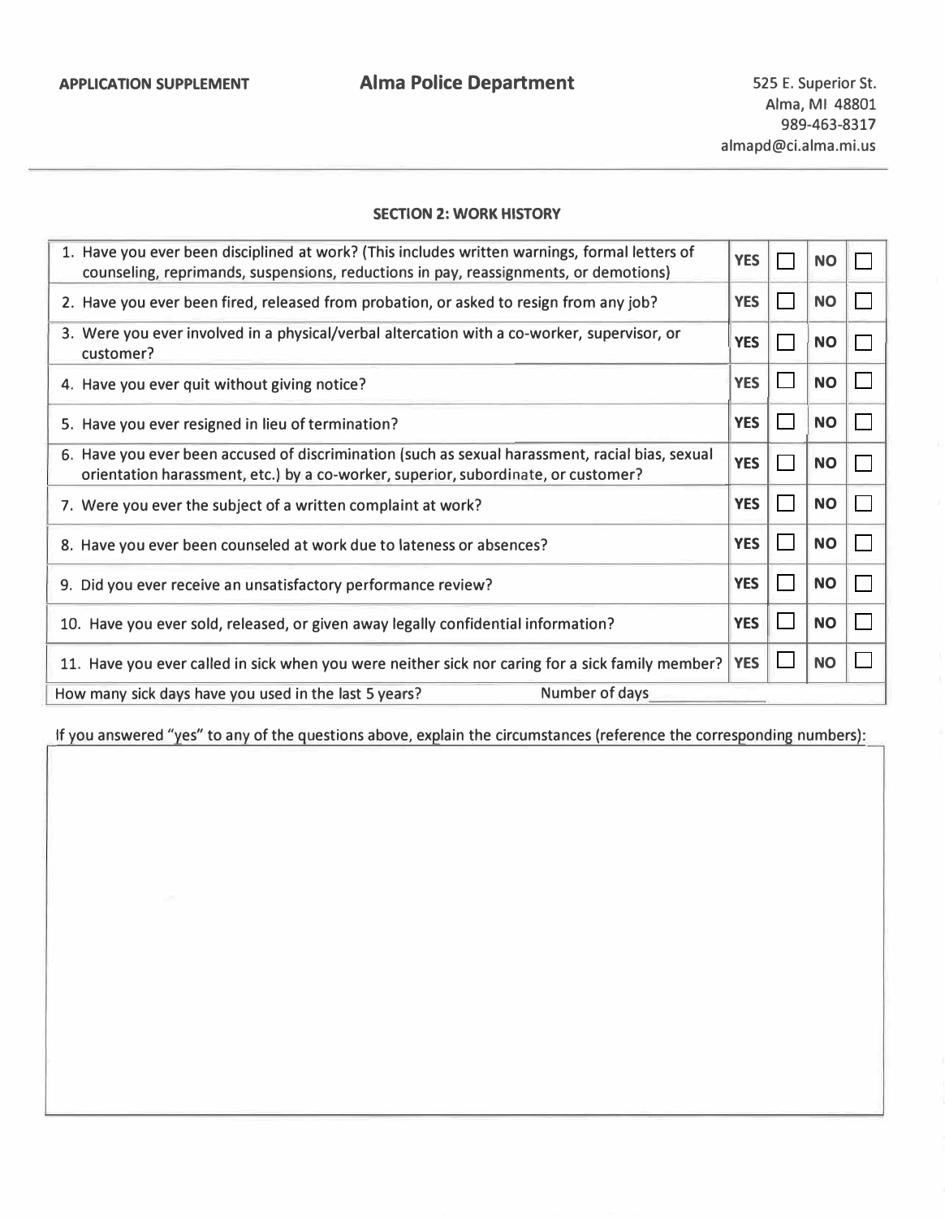**APPLICATION SUPPLEMENT**

# Alma Police Department

525 E. Superior St.
Alma, MI 48801
989-463-8317
almapd@ci.alma.mi.us

## SECTION 2: WORK HISTORY

| | | | | |
|---|---|---|---|---|
| 1. Have you ever been disciplined at work? (This includes written warnings, formal letters of counseling, reprimands, suspensions, reductions in pay, reassignments, or demotions) | **YES** | ☐ | **NO** | ☐ |
| 2. Have you ever been fired, released from probation, or asked to resign from any job? | **YES** | ☐ | **NO** | ☐ |
| 3. Were you ever involved in a physical/verbal altercation with a co-worker, supervisor, or customer? | **YES** | ☐ | **NO** | ☐ |
| 4. Have you ever quit without giving notice? | **YES** | ☐ | **NO** | ☐ |
| 5. Have you ever resigned in lieu of termination? | **YES** | ☐ | **NO** | ☐ |
| 6. Have you ever been accused of discrimination (such as sexual harassment, racial bias, sexual orientation harassment, etc.) by a co-worker, superior, subordinate, or customer? | **YES** | ☐ | **NO** | ☐ |
| 7. Were you ever the subject of a written complaint at work? | **YES** | ☐ | **NO** | ☐ |
| 8. Have you ever been counseled at work due to lateness or absences? | **YES** | ☐ | **NO** | ☐ |
| 9. Did you ever receive an unsatisfactory performance review? | **YES** | ☐ | **NO** | ☐ |
| 10. Have you ever sold, released, or given away legally confidential information? | **YES** | ☐ | **NO** | ☐ |
| 11. Have you ever called in sick when you were neither sick nor caring for a sick family member? | **YES** | ☐ | **NO** | ☐ |
| How many sick days have you used in the last 5 years? Number of days\_\_\_\_\_\_\_\_\_\_ | | | | |

If you answered "yes" to any of the questions above, explain the circumstances (reference the corresponding numbers):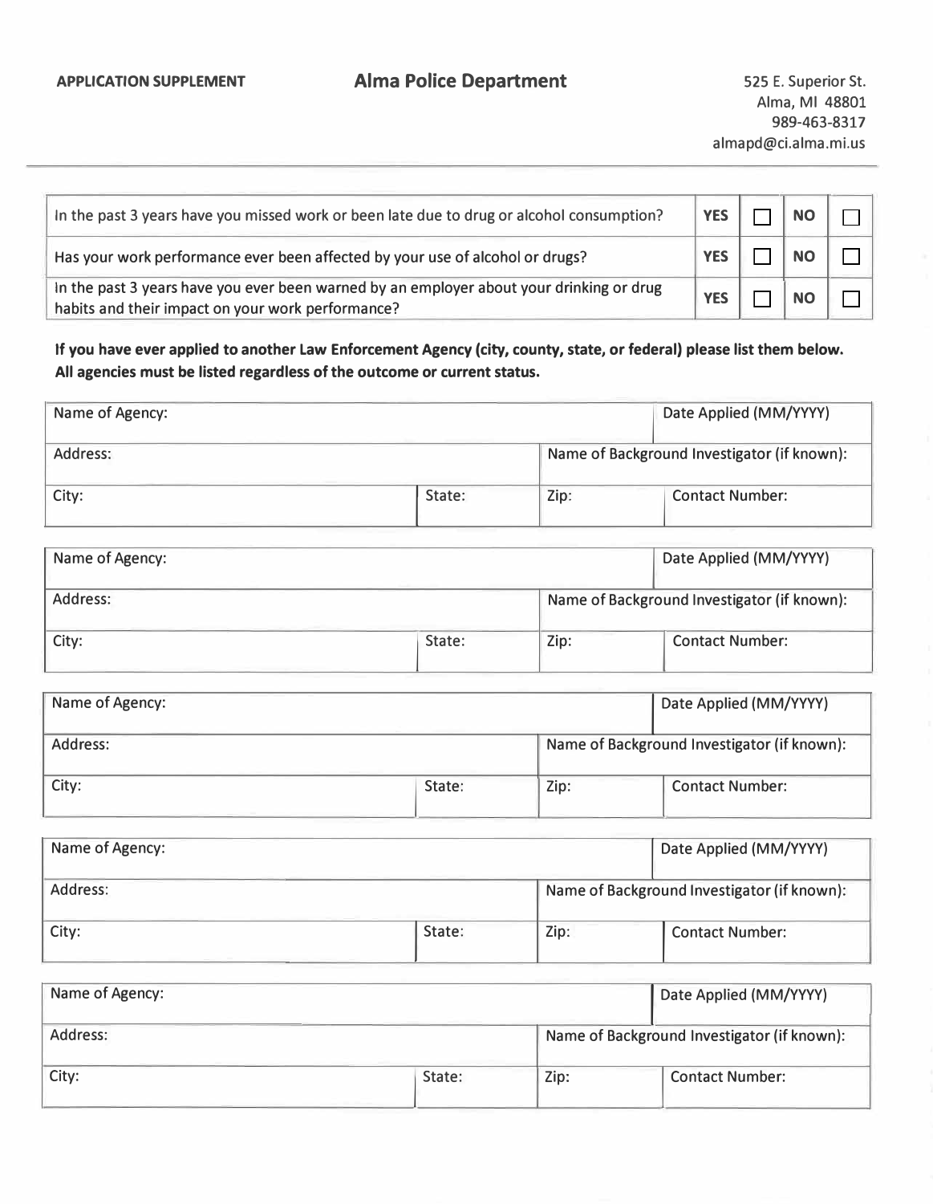**APPLICATION SUPPLEMENT**

# Alma Police Department

525 E. Superior St.
Alma, MI 48801
989-463-8317
almapd@ci.alma.mi.us

| | | | | |
|---|---|---|---|---|
| In the past 3 years have you missed work or been late due to drug or alcohol consumption? | **YES** | ☐ | **NO** | ☐ |
| Has your work performance ever been affected by your use of alcohol or drugs? | **YES** | ☐ | **NO** | ☐ |
| In the past 3 years have you ever been warned by an employer about your drinking or drug habits and their impact on your work performance? | **YES** | ☐ | **NO** | ☐ |

**If you have ever applied to another Law Enforcement Agency (city, county, state, or federal) please list them below. All agencies must be listed regardless of the outcome or current status.**

| | | | |
|---|---|---|---|
| Name of Agency: | | | Date Applied (MM/YYYY) |
| Address: | | Name of Background Investigator (if known): | |
| City: | State: | Zip: | Contact Number: |

| | | | |
|---|---|---|---|
| Name of Agency: | | | Date Applied (MM/YYYY) |
| Address: | | Name of Background Investigator (if known): | |
| City: | State: | Zip: | Contact Number: |

| | | | |
|---|---|---|---|
| Name of Agency: | | | Date Applied (MM/YYYY) |
| Address: | | Name of Background Investigator (if known): | |
| City: | State: | Zip: | Contact Number: |

| | | | |
|---|---|---|---|
| Name of Agency: | | | Date Applied (MM/YYYY) |
| Address: | | Name of Background Investigator (if known): | |
| City: | State: | Zip: | Contact Number: |

| | | | |
|---|---|---|---|
| Name of Agency: | | | Date Applied (MM/YYYY) |
| Address: | | Name of Background Investigator (if known): | |
| City: | State: | Zip: | Contact Number: |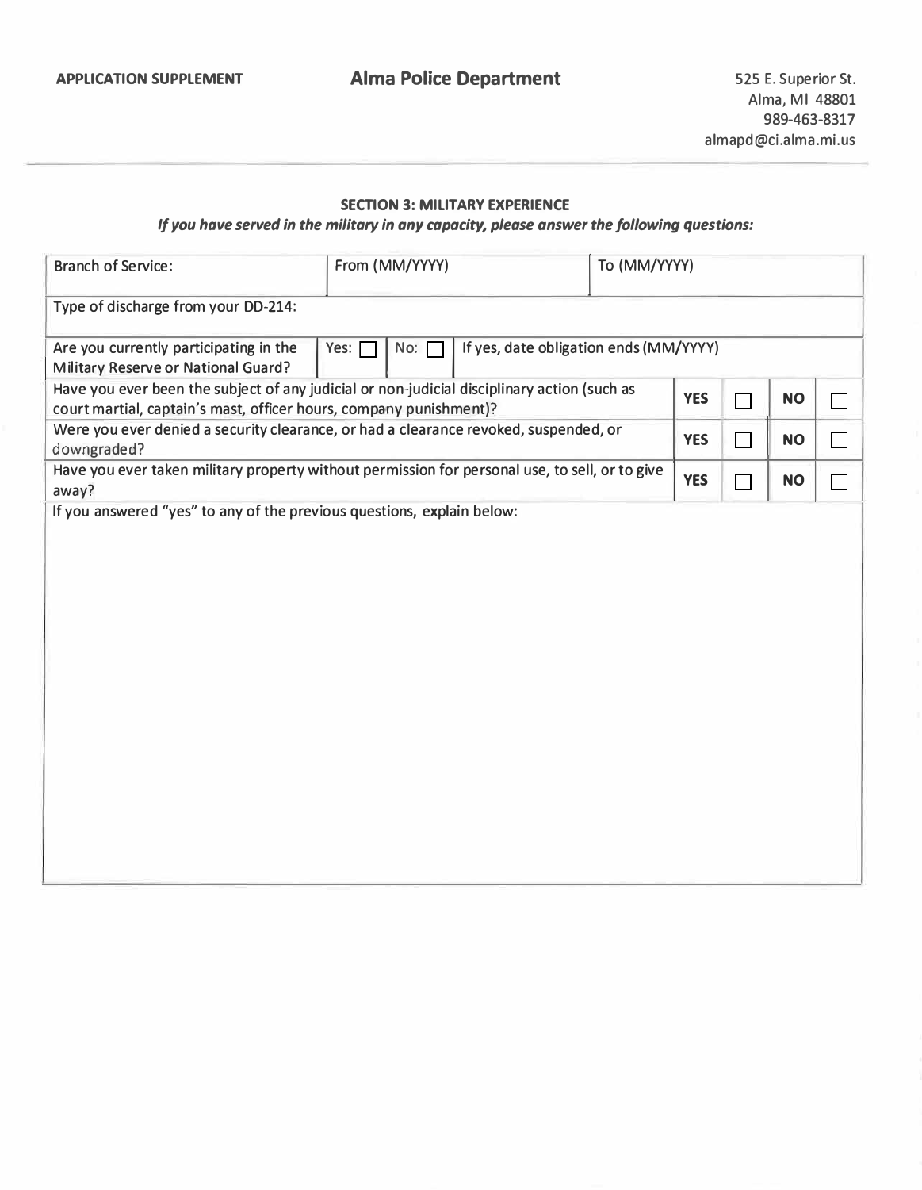**APPLICATION SUPPLEMENT**

# Alma Police Department

525 E. Superior St.
Alma, MI 48801
989-463-8317
almapd@ci.alma.mi.us

## SECTION 3: MILITARY EXPERIENCE

***If you have served in the military in any capacity, please answer the following questions:***

| Branch of Service: | From (MM/YYYY) | To (MM/YYYY) |
|---|---|---|
| Type of discharge from your DD-214: | | |

| Are you currently participating in the Military Reserve or National Guard? | Yes: ☐ | No: ☐ | If yes, date obligation ends (MM/YYYY) |
|---|---|---|---|

| Question | YES | | NO | |
|---|---|---|---|---|
| Have you ever been the subject of any judicial or non-judicial disciplinary action (such as court martial, captain's mast, officer hours, company punishment)? | **YES** | ☐ | **NO** | ☐ |
| Were you ever denied a security clearance, or had a clearance revoked, suspended, or downgraded? | **YES** | ☐ | **NO** | ☐ |
| Have you ever taken military property without permission for personal use, to sell, or to give away? | **YES** | ☐ | **NO** | ☐ |

If you answered "yes" to any of the previous questions, explain below: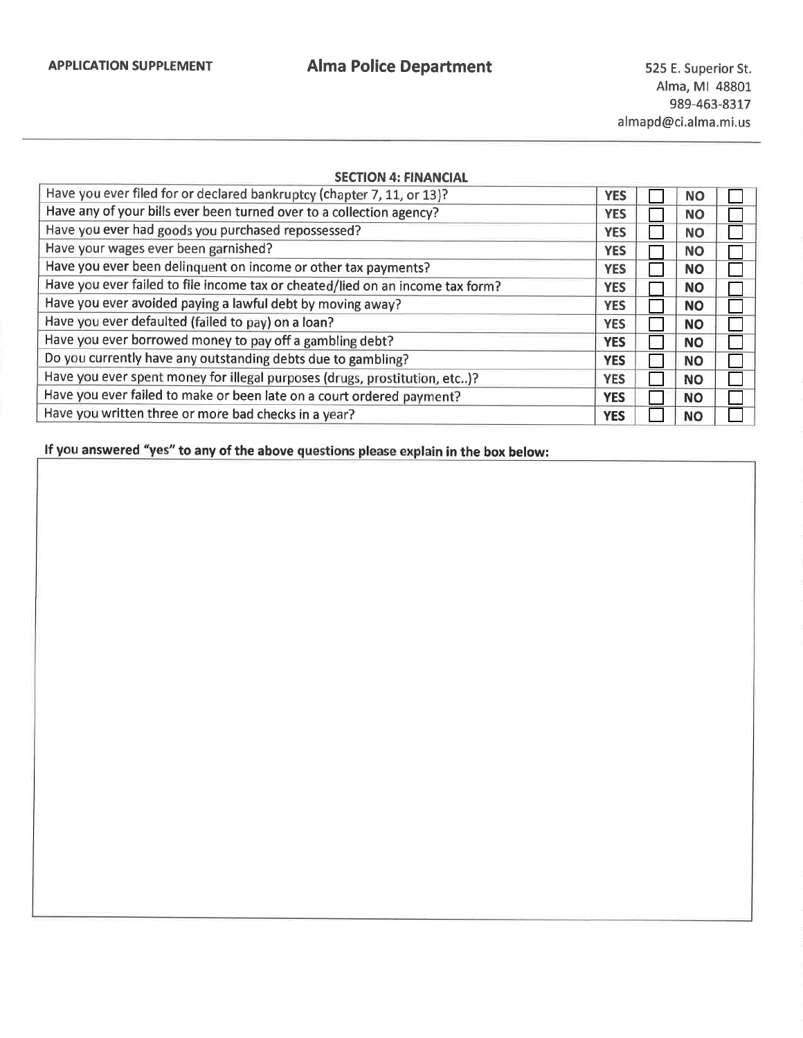APPLICATION SUPPLEMENT

# Alma Police Department

525 E. Superior St.
Alma, MI 48801
989-463-8317
almapd@ci.alma.mi.us

## SECTION 4: FINANCIAL

| | | | | |
|---|---|---|---|---|
| Have you ever filed for or declared bankruptcy (chapter 7, 11, or 13)? | **YES** | ☐ | **NO** | ☐ |
| Have any of your bills ever been turned over to a collection agency? | **YES** | ☐ | **NO** | ☐ |
| Have you ever had goods you purchased repossessed? | **YES** | ☐ | **NO** | ☐ |
| Have your wages ever been garnished? | **YES** | ☐ | **NO** | ☐ |
| Have you ever been delinquent on income or other tax payments? | **YES** | ☐ | **NO** | ☐ |
| Have you ever failed to file income tax or cheated/lied on an income tax form? | **YES** | ☐ | **NO** | ☐ |
| Have you ever avoided paying a lawful debt by moving away? | **YES** | ☐ | **NO** | ☐ |
| Have you ever defaulted (failed to pay) on a loan? | **YES** | ☐ | **NO** | ☐ |
| Have you ever borrowed money to pay off a gambling debt? | **YES** | ☐ | **NO** | ☐ |
| Do you currently have any outstanding debts due to gambling? | **YES** | ☐ | **NO** | ☐ |
| Have you ever spent money for illegal purposes (drugs, prostitution, etc..)? | **YES** | ☐ | **NO** | ☐ |
| Have you ever failed to make or been late on a court ordered payment? | **YES** | ☐ | **NO** | ☐ |
| Have you written three or more bad checks in a year? | **YES** | ☐ | **NO** | ☐ |

**If you answered "yes" to any of the above questions please explain in the box below:**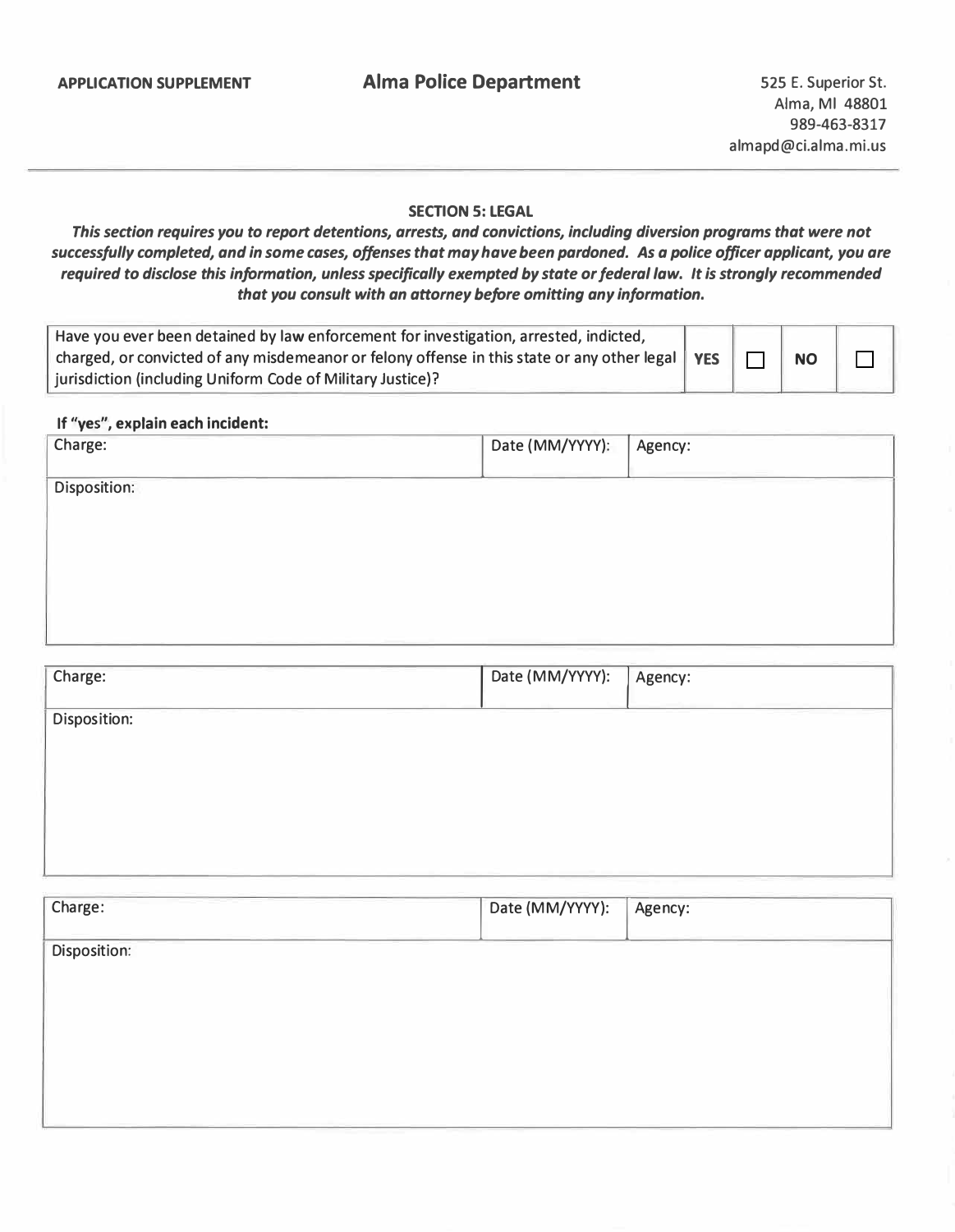**APPLICATION SUPPLEMENT**

# Alma Police Department

525 E. Superior St.
Alma, MI 48801
989-463-8317
almapd@ci.alma.mi.us

## SECTION 5: LEGAL

***This section requires you to report detentions, arrests, and convictions, including diversion programs that were not successfully completed, and in some cases, offenses that may have been pardoned. As a police officer applicant, you are required to disclose this information, unless specifically exempted by state or federal law. It is strongly recommended that you consult with an attorney before omitting any information.***

| | | | | |
|---|---|---|---|---|
| Have you ever been detained by law enforcement for investigation, arrested, indicted, charged, or convicted of any misdemeanor or felony offense in this state or any other legal jurisdiction (including Uniform Code of Military Justice)? | **YES** | ☐ | **NO** | ☐ |

**If "yes", explain each incident:**

| | | |
|---|---|---|
| Charge: | Date (MM/YYYY): | Agency: |
| Disposition: | | |

| | | |
|---|---|---|
| Charge: | Date (MM/YYYY): | Agency: |
| Disposition: | | |

| | | |
|---|---|---|
| Charge: | Date (MM/YYYY): | Agency: |
| Disposition: | | |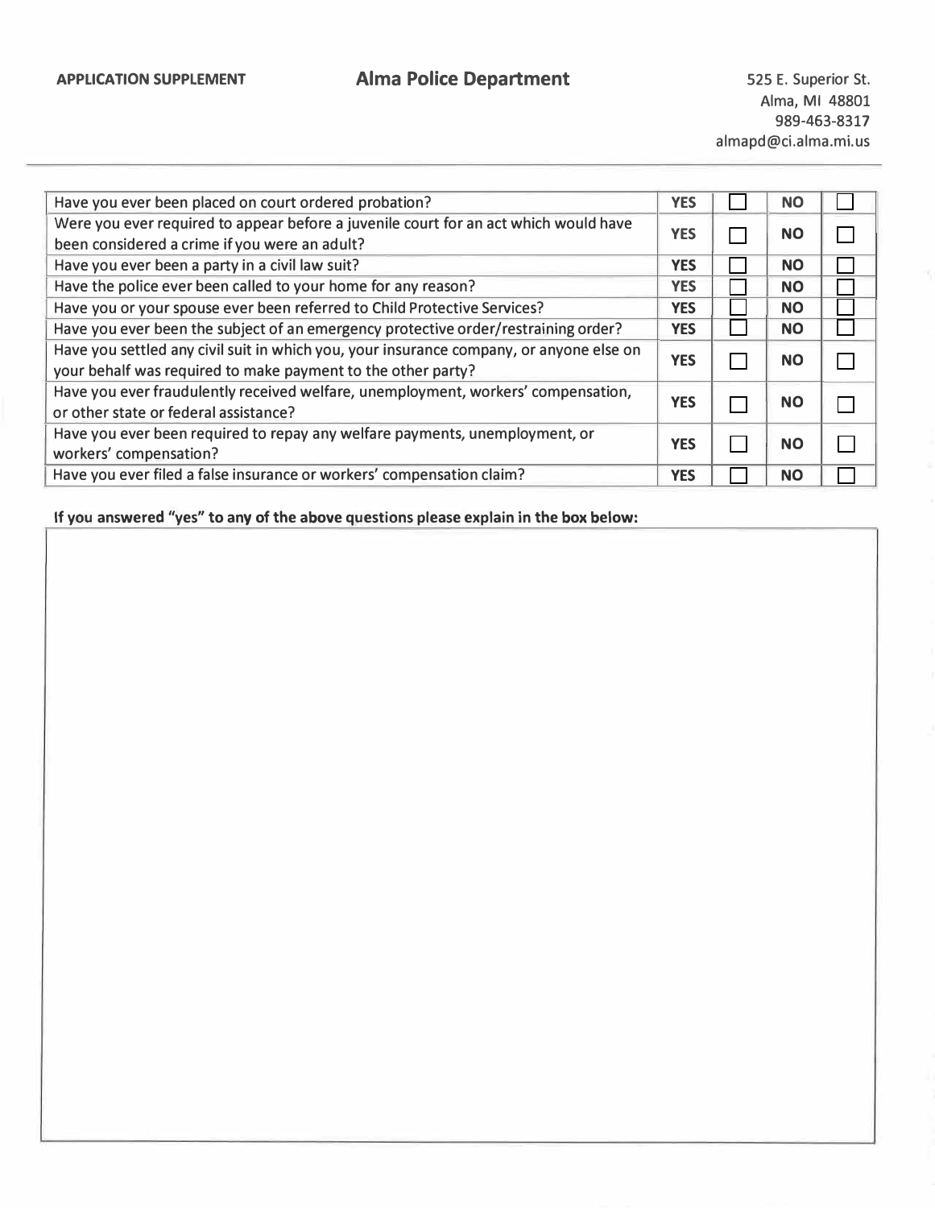**APPLICATION SUPPLEMENT**

# Alma Police Department

525 E. Superior St.
Alma, MI 48801
989-463-8317
almapd@ci.alma.mi.us

| Question | | | | |
|---|---|---|---|---|
| Have you ever been placed on court ordered probation? | **YES** | ☐ | **NO** | ☐ |
| Were you ever required to appear before a juvenile court for an act which would have been considered a crime if you were an adult? | **YES** | ☐ | **NO** | ☐ |
| Have you ever been a party in a civil law suit? | **YES** | ☐ | **NO** | ☐ |
| Have the police ever been called to your home for any reason? | **YES** | ☐ | **NO** | ☐ |
| Have you or your spouse ever been referred to Child Protective Services? | **YES** | ☐ | **NO** | ☐ |
| Have you ever been the subject of an emergency protective order/restraining order? | **YES** | ☐ | **NO** | ☐ |
| Have you settled any civil suit in which you, your insurance company, or anyone else on your behalf was required to make payment to the other party? | **YES** | ☐ | **NO** | ☐ |
| Have you ever fraudulently received welfare, unemployment, workers' compensation, or other state or federal assistance? | **YES** | ☐ | **NO** | ☐ |
| Have you ever been required to repay any welfare payments, unemployment, or workers' compensation? | **YES** | ☐ | **NO** | ☐ |
| Have you ever filed a false insurance or workers' compensation claim? | **YES** | ☐ | **NO** | ☐ |

**If you answered "yes" to any of the above questions please explain in the box below:**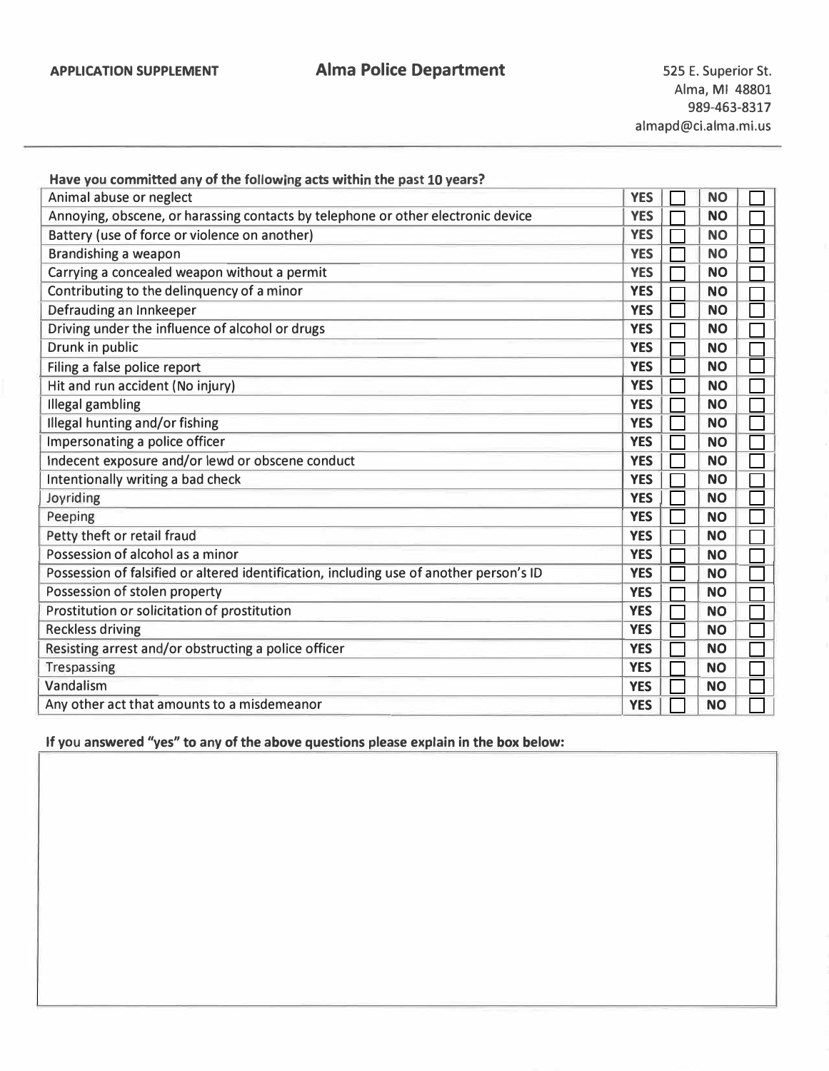**APPLICATION SUPPLEMENT**

# Alma Police Department

525 E. Superior St.
Alma, MI 48801
989-463-8317
almapd@ci.alma.mi.us

**Have you committed any of the following acts within the past 10 years?**

| Act | | | | |
|---|---|---|---|---|
| Animal abuse or neglect | **YES** | ☐ | **NO** | ☐ |
| Annoying, obscene, or harassing contacts by telephone or other electronic device | **YES** | ☐ | **NO** | ☐ |
| Battery (use of force or violence on another) | **YES** | ☐ | **NO** | ☐ |
| Brandishing a weapon | **YES** | ☐ | **NO** | ☐ |
| Carrying a concealed weapon without a permit | **YES** | ☐ | **NO** | ☐ |
| Contributing to the delinquency of a minor | **YES** | ☐ | **NO** | ☐ |
| Defrauding an Innkeeper | **YES** | ☐ | **NO** | ☐ |
| Driving under the influence of alcohol or drugs | **YES** | ☐ | **NO** | ☐ |
| Drunk in public | **YES** | ☐ | **NO** | ☐ |
| Filing a false police report | **YES** | ☐ | **NO** | ☐ |
| Hit and run accident (No injury) | **YES** | ☐ | **NO** | ☐ |
| Illegal gambling | **YES** | ☐ | **NO** | ☐ |
| Illegal hunting and/or fishing | **YES** | ☐ | **NO** | ☐ |
| Impersonating a police officer | **YES** | ☐ | **NO** | ☐ |
| Indecent exposure and/or lewd or obscene conduct | **YES** | ☐ | **NO** | ☐ |
| Intentionally writing a bad check | **YES** | ☐ | **NO** | ☐ |
| Joyriding | **YES** | ☐ | **NO** | ☐ |
| Peeping | **YES** | ☐ | **NO** | ☐ |
| Petty theft or retail fraud | **YES** | ☐ | **NO** | ☐ |
| Possession of alcohol as a minor | **YES** | ☐ | **NO** | ☐ |
| Possession of falsified or altered identification, including use of another person's ID | **YES** | ☐ | **NO** | ☐ |
| Possession of stolen property | **YES** | ☐ | **NO** | ☐ |
| Prostitution or solicitation of prostitution | **YES** | ☐ | **NO** | ☐ |
| Reckless driving | **YES** | ☐ | **NO** | ☐ |
| Resisting arrest and/or obstructing a police officer | **YES** | ☐ | **NO** | ☐ |
| Trespassing | **YES** | ☐ | **NO** | ☐ |
| Vandalism | **YES** | ☐ | **NO** | ☐ |
| Any other act that amounts to a misdemeanor | **YES** | ☐ | **NO** | ☐ |

**If you answered "yes" to any of the above questions please explain in the box below:**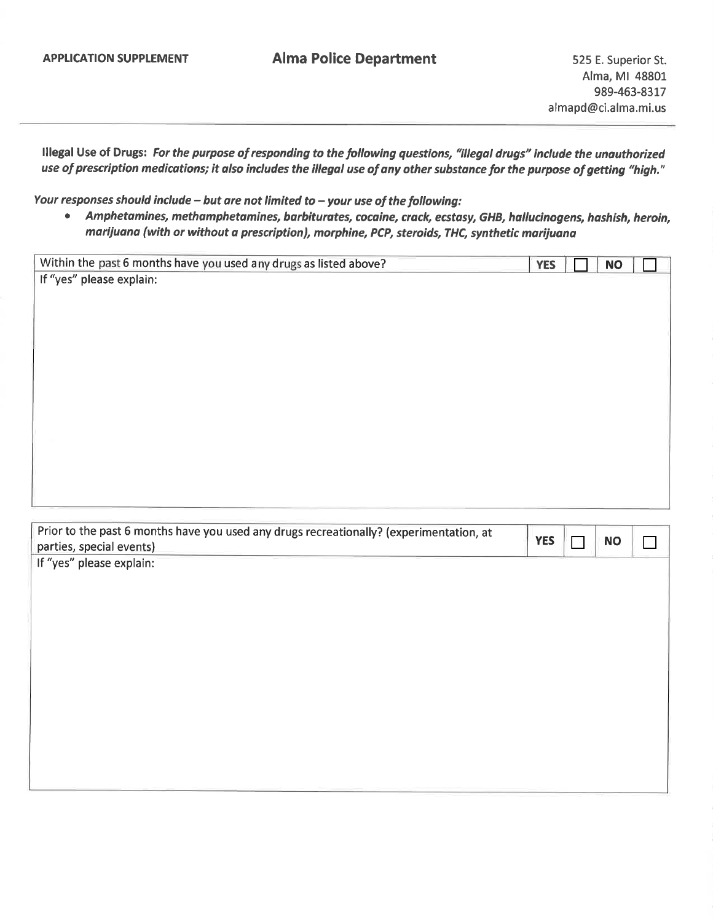**APPLICATION SUPPLEMENT**

## Alma Police Department

525 E. Superior St.
Alma, MI 48801
989-463-8317
almapd@ci.alma.mi.us

**Illegal Use of Drugs:** ***For the purpose of responding to the following questions, "illegal drugs" include the unauthorized use of prescription medications; it also includes the illegal use of any other substance for the purpose of getting "high."***

***Your responses should include – but are not limited to – your use of the following:***

- ***Amphetamines, methamphetamines, barbiturates, cocaine, crack, ecstasy, GHB, hallucinogens, hashish, heroin, marijuana (with or without a prescription), morphine, PCP, steroids, THC, synthetic marijuana***

| | | | | |
|---|---|---|---|---|
| Within the past 6 months have you used any drugs as listed above? | **YES** | ☐ | **NO** | ☐ |
| If "yes" please explain: | | | | |

| | | | | |
|---|---|---|---|---|
| Prior to the past 6 months have you used any drugs recreationally? (experimentation, at parties, special events) | **YES** | ☐ | **NO** | ☐ |
| If "yes" please explain: | | | | |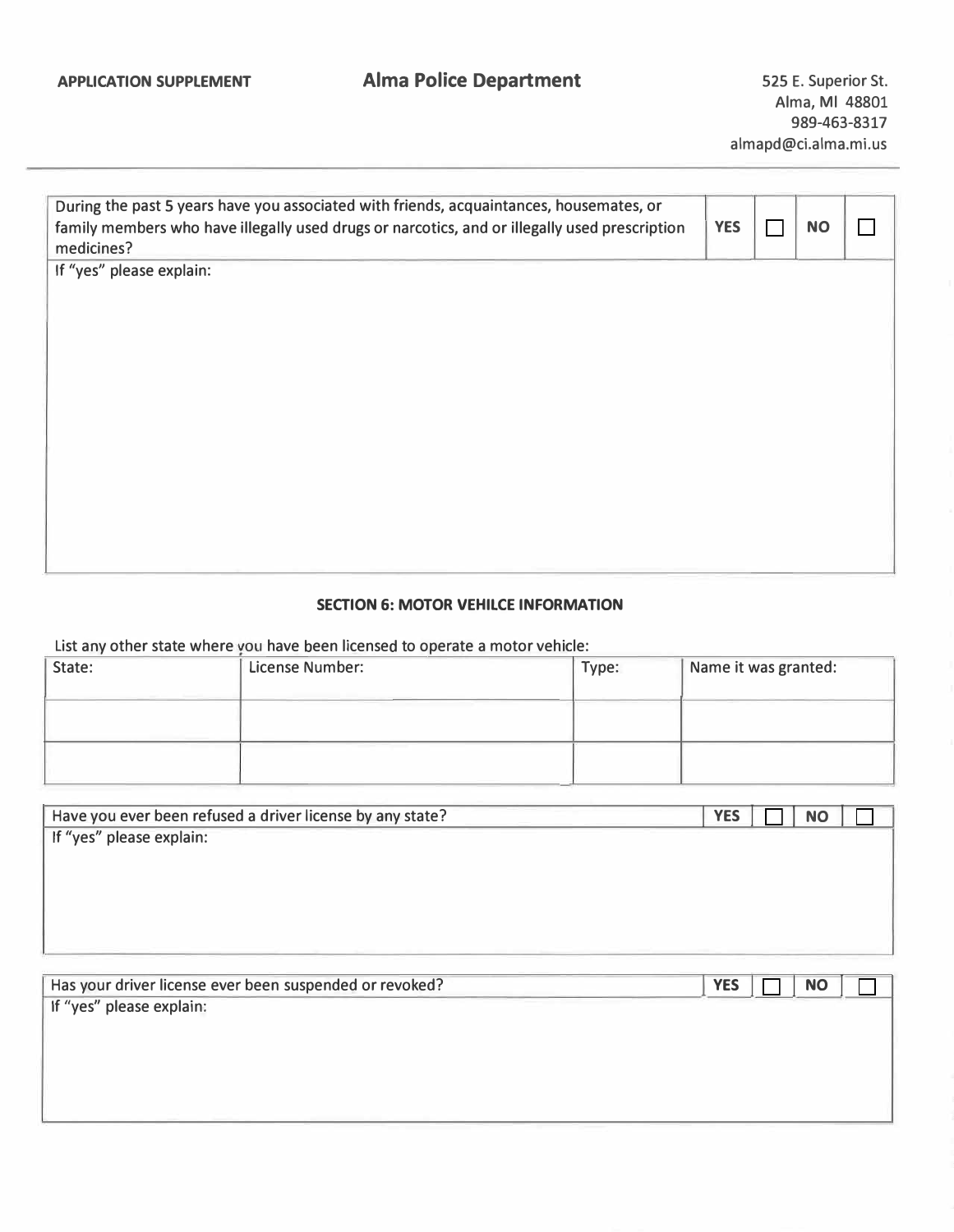**APPLICATION SUPPLEMENT** **Alma Police Department**

525 E. Superior St.
Alma, MI 48801
989-463-8317
almapd@ci.alma.mi.us

| During the past 5 years have you associated with friends, acquaintances, housemates, or family members who have illegally used drugs or narcotics, and or illegally used prescription medicines? | YES ☐ | NO ☐ |
|---|---|---|
| If "yes" please explain: | | |

**SECTION 6: MOTOR VEHILCE INFORMATION**

List any other state where you have been licensed to operate a motor vehicle:

| State: | License Number: | Type: | Name it was granted: |
|---|---|---|---|
| | | | |
| | | | |

| Have you ever been refused a driver license by any state? | YES ☐ | NO ☐ |
|---|---|---|
| If "yes" please explain: | | |

| Has your driver license ever been suspended or revoked? | YES ☐ | NO ☐ |
|---|---|---|
| If "yes" please explain: | | |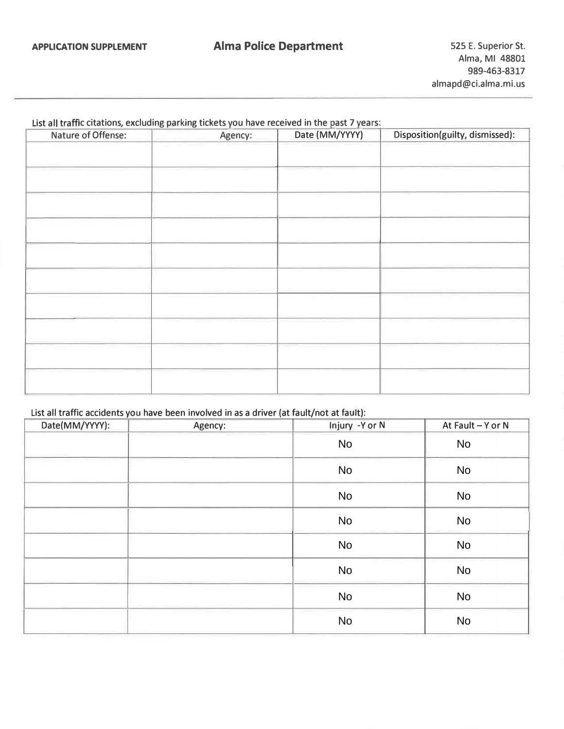**APPLICATION SUPPLEMENT**

**Alma Police Department**

525 E. Superior St.
Alma, MI 48801
989-463-8317
almapd@ci.alma.mi.us

List all traffic citations, excluding parking tickets you have received in the past 7 years:

| Nature of Offense: | Agency: | Date (MM/YYYY) | Disposition(guilty, dismissed): |
|---|---|---|---|
| | | | |
| | | | |
| | | | |
| | | | |
| | | | |
| | | | |
| | | | |
| | | | |
| | | | |
| | | | |

List all traffic accidents you have been involved in as a driver (at fault/not at fault):

| Date(MM/YYYY): | Agency: | Injury -Y or N | At Fault – Y or N |
|---|---|---|---|
| | | No | No |
| | | No | No |
| | | No | No |
| | | No | No |
| | | No | No |
| | | No | No |
| | | No | No |
| | | No | No |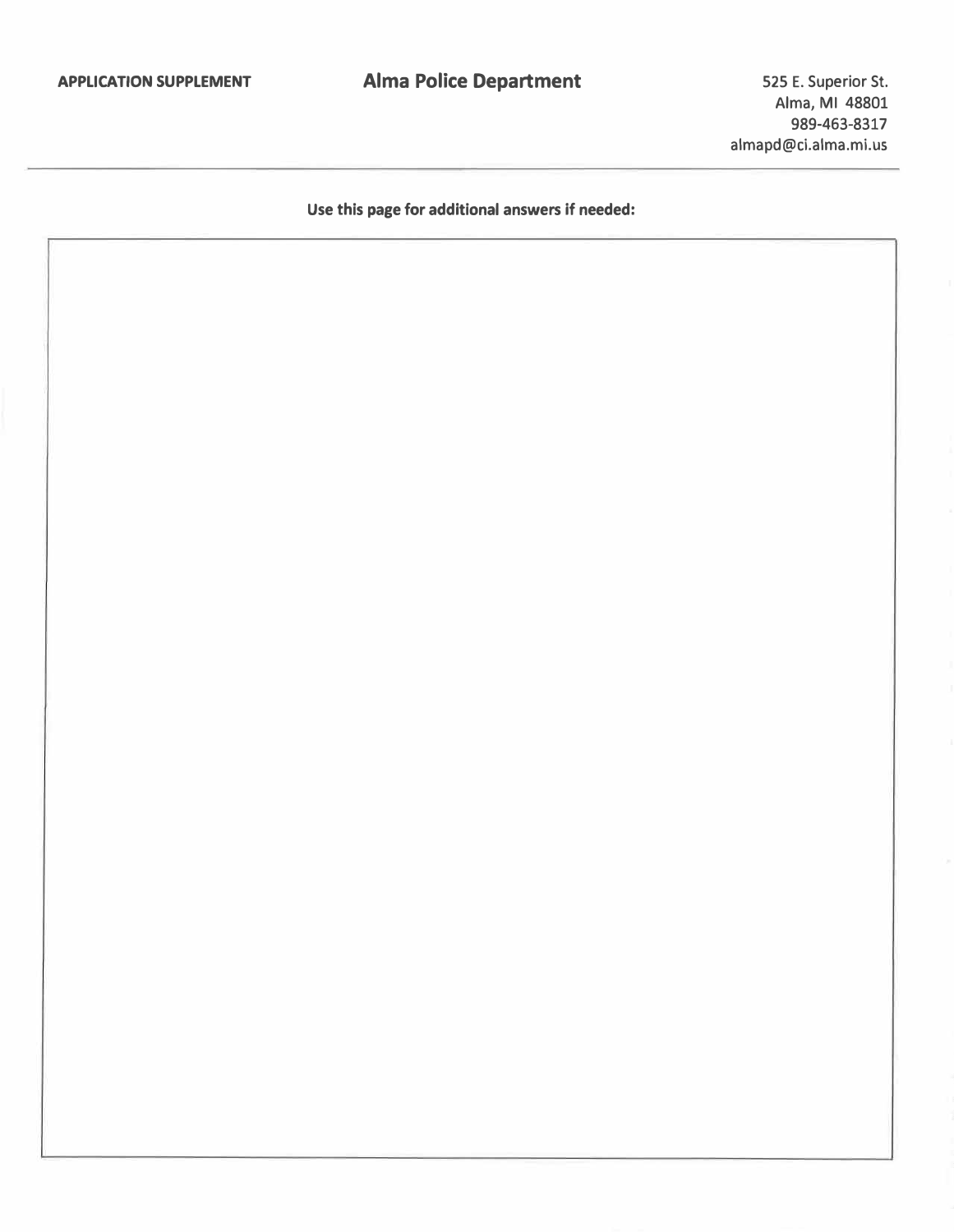APPLICATION SUPPLEMENT

# Alma Police Department

525 E. Superior St.
Alma, MI 48801
989-463-8317
almapd@ci.alma.mi.us

**Use this page for additional answers if needed:**